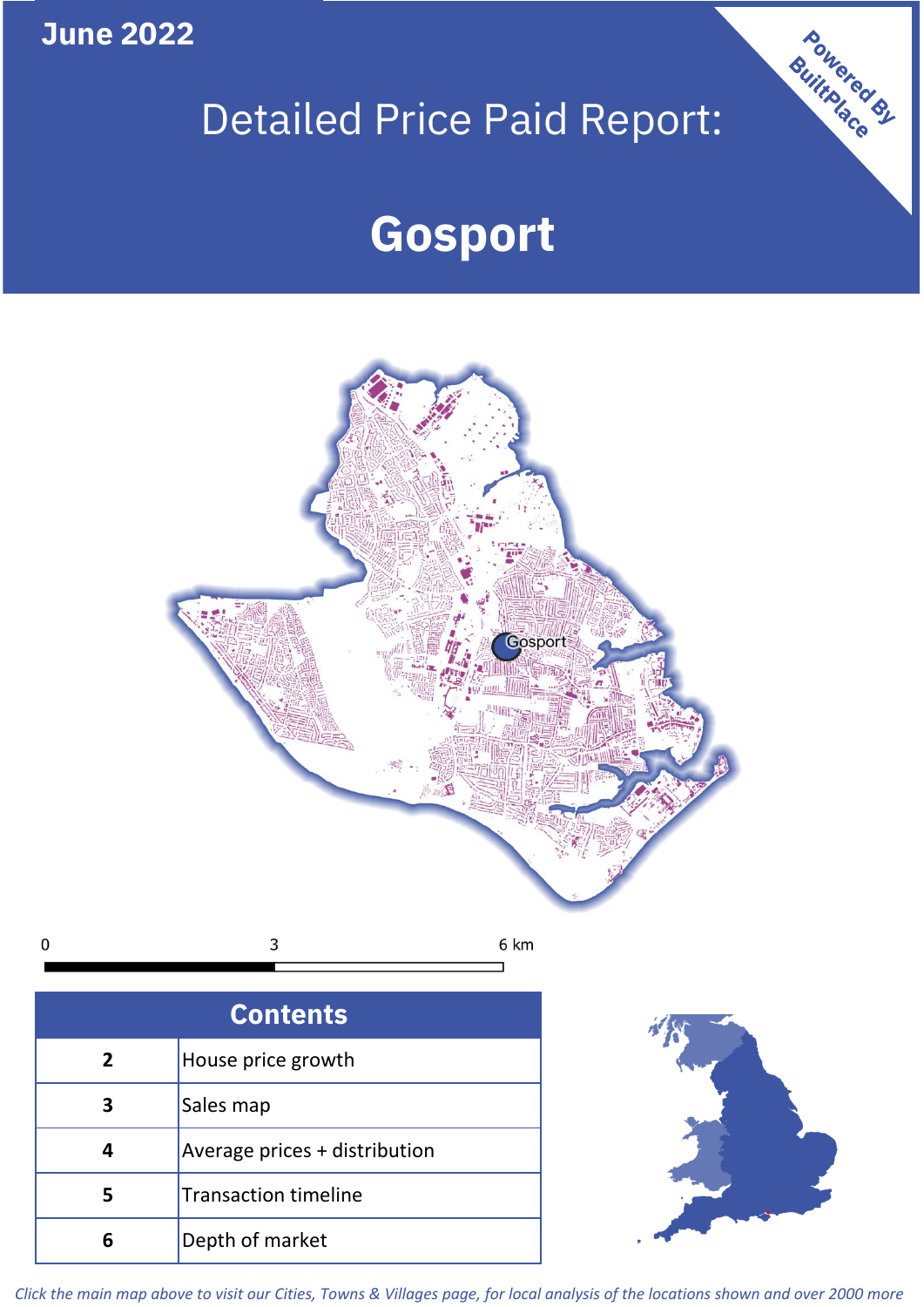June 2022

# Detailed Price Paid Report:

# Gosport

Powered By BuiltPlace

| Contents | |
|---|---|
| 2 | House price growth |
| 3 | Sales map |
| 4 | Average prices + distribution |
| 5 | Transaction timeline |
| 6 | Depth of market |

*Click the main map above to visit our Cities, Towns & Villages page, for local analysis of the locations shown and over 2000 more*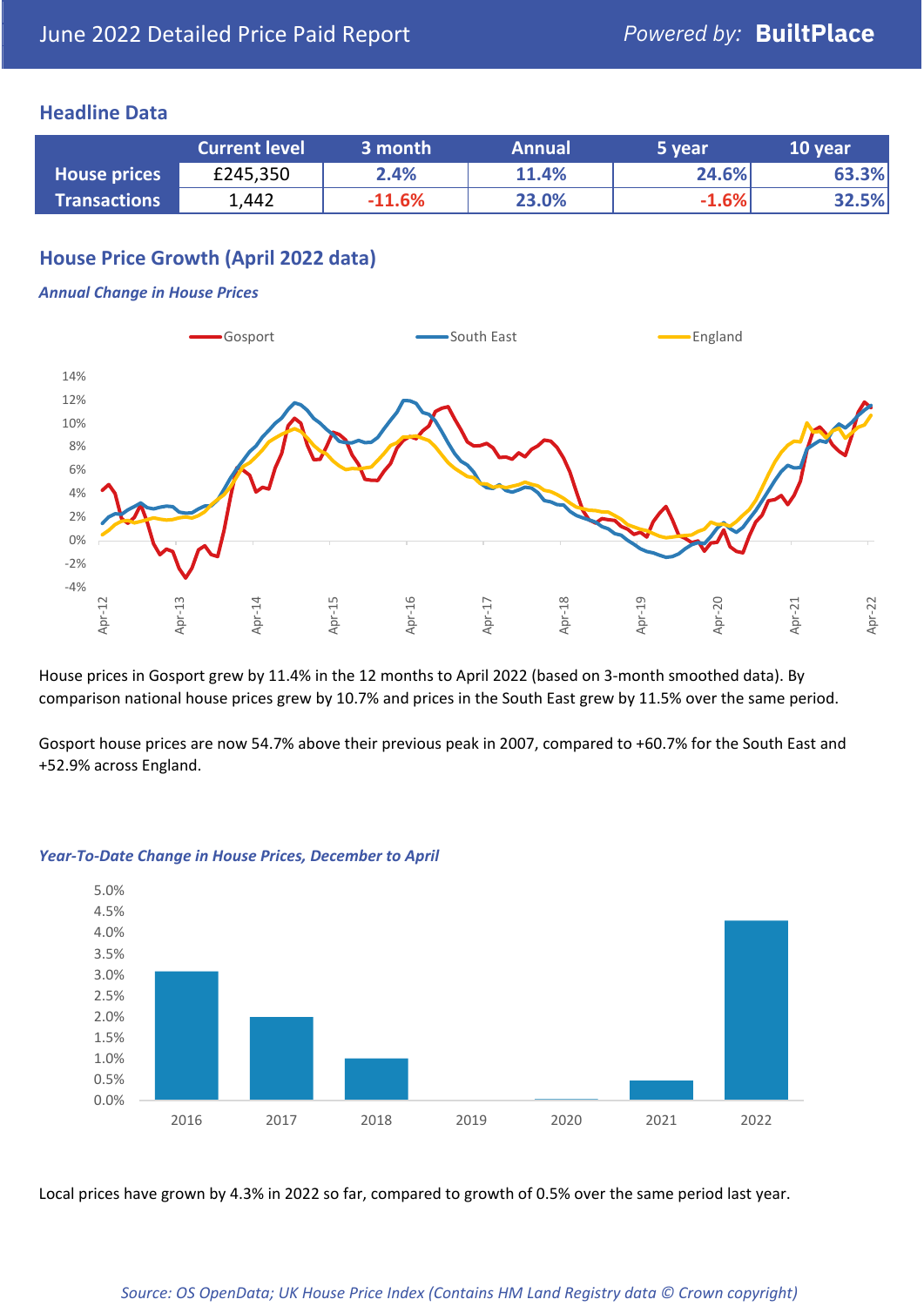June 2022 Detailed Price Paid Report

Powered by: **BuiltPlace**

## Headline Data

| | Current level | 3 month | Annual | 5 year | 10 year |
|---|---|---|---|---|---|
| **House prices** | £245,350 | 2.4% | 11.4% | 24.6% | 63.3% |
| **Transactions** | 1,442 | -11.6% | 23.0% | -1.6% | 32.5% |

## House Price Growth (April 2022 data)

### *Annual Change in House Prices*

House prices in Gosport grew by 11.4% in the 12 months to April 2022 (based on 3-month smoothed data). By comparison national house prices grew by 10.7% and prices in the South East grew by 11.5% over the same period.

Gosport house prices are now 54.7% above their previous peak in 2007, compared to +60.7% for the South East and +52.9% across England.

### *Year-To-Date Change in House Prices, December to April*

Local prices have grown by 4.3% in 2022 so far, compared to growth of 0.5% over the same period last year.

*Source: OS OpenData; UK House Price Index (Contains HM Land Registry data © Crown copyright)*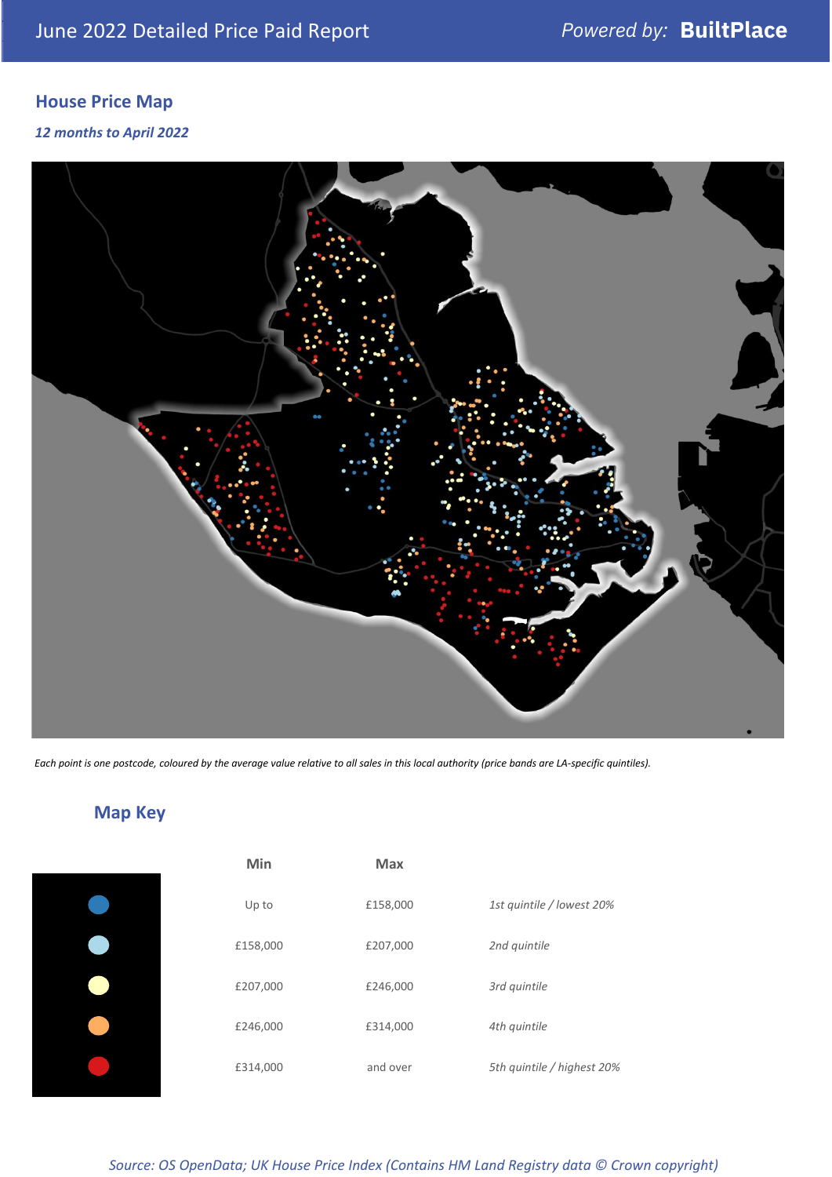June 2022 Detailed Price Paid Report

*Powered by:* **BuiltPlace**

## House Price Map

*12 months to April 2022*

*Each point is one postcode, coloured by the average value relative to all sales in this local authority (price bands are LA-specific quintiles).*

## Map Key

| | Min | Max | |
|---|---|---|---|
| | Up to | £158,000 | *1st quintile / lowest 20%* |
| | £158,000 | £207,000 | *2nd quintile* |
| | £207,000 | £246,000 | *3rd quintile* |
| | £246,000 | £314,000 | *4th quintile* |
| | £314,000 | and over | *5th quintile / highest 20%* |

*Source: OS OpenData; UK House Price Index (Contains HM Land Registry data © Crown copyright)*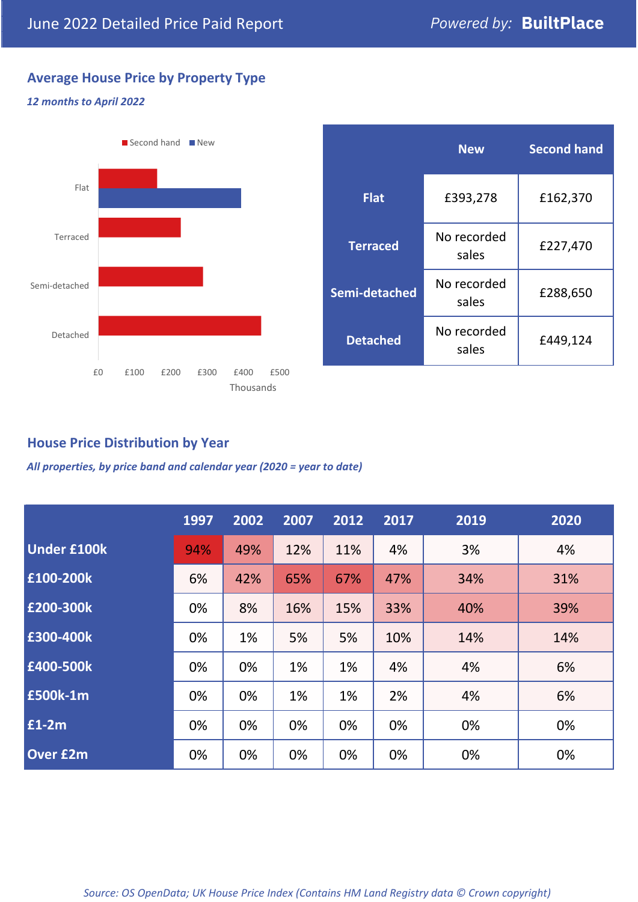# June 2022 Detailed Price Paid Report

Powered by: **BuiltPlace**

## Average House Price by Property Type

*12 months to April 2022*

| | New | Second hand |
|---|---|---|
| **Flat** | £393,278 | £162,370 |
| **Terraced** | No recorded sales | £227,470 |
| **Semi-detached** | No recorded sales | £288,650 |
| **Detached** | No recorded sales | £449,124 |

## House Price Distribution by Year

*All properties, by price band and calendar year (2020 = year to date)*

| | 1997 | 2002 | 2007 | 2012 | 2017 | 2019 | 2020 |
|---|---|---|---|---|---|---|---|
| **Under £100k** | 94% | 49% | 12% | 11% | 4% | 3% | 4% |
| **£100-200k** | 6% | 42% | 65% | 67% | 47% | 34% | 31% |
| **£200-300k** | 0% | 8% | 16% | 15% | 33% | 40% | 39% |
| **£300-400k** | 0% | 1% | 5% | 5% | 10% | 14% | 14% |
| **£400-500k** | 0% | 0% | 1% | 1% | 4% | 4% | 6% |
| **£500k-1m** | 0% | 0% | 1% | 1% | 2% | 4% | 6% |
| **£1-2m** | 0% | 0% | 0% | 0% | 0% | 0% | 0% |
| **Over £2m** | 0% | 0% | 0% | 0% | 0% | 0% | 0% |

*Source: OS OpenData; UK House Price Index (Contains HM Land Registry data © Crown copyright)*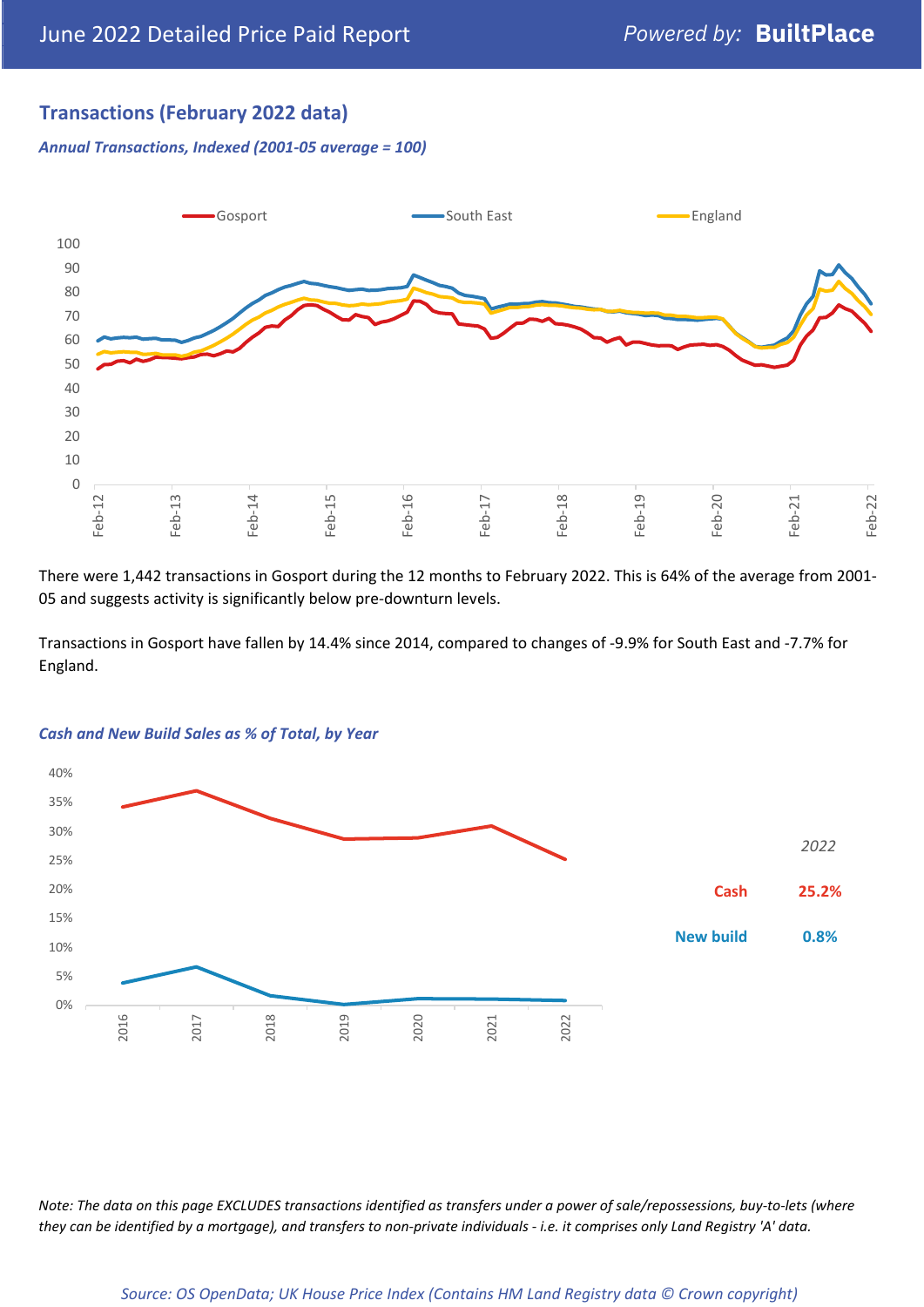## Transactions (February 2022 data)

*Annual Transactions, Indexed (2001-05 average = 100)*

There were 1,442 transactions in Gosport during the 12 months to February 2022. This is 64% of the average from 2001-05 and suggests activity is significantly below pre-downturn levels.

Transactions in Gosport have fallen by 14.4% since 2014, compared to changes of -9.9% for South East and -7.7% for England.

*Cash and New Build Sales as % of Total, by Year*

*2022*

| | |
|---|---|
| Cash | 25.2% |
| New build | 0.8% |

*Note: The data on this page EXCLUDES transactions identified as transfers under a power of sale/repossessions, buy-to-lets (where they can be identified by a mortgage), and transfers to non-private individuals - i.e. it comprises only Land Registry 'A' data.*

*Source: OS OpenData; UK House Price Index (Contains HM Land Registry data © Crown copyright)*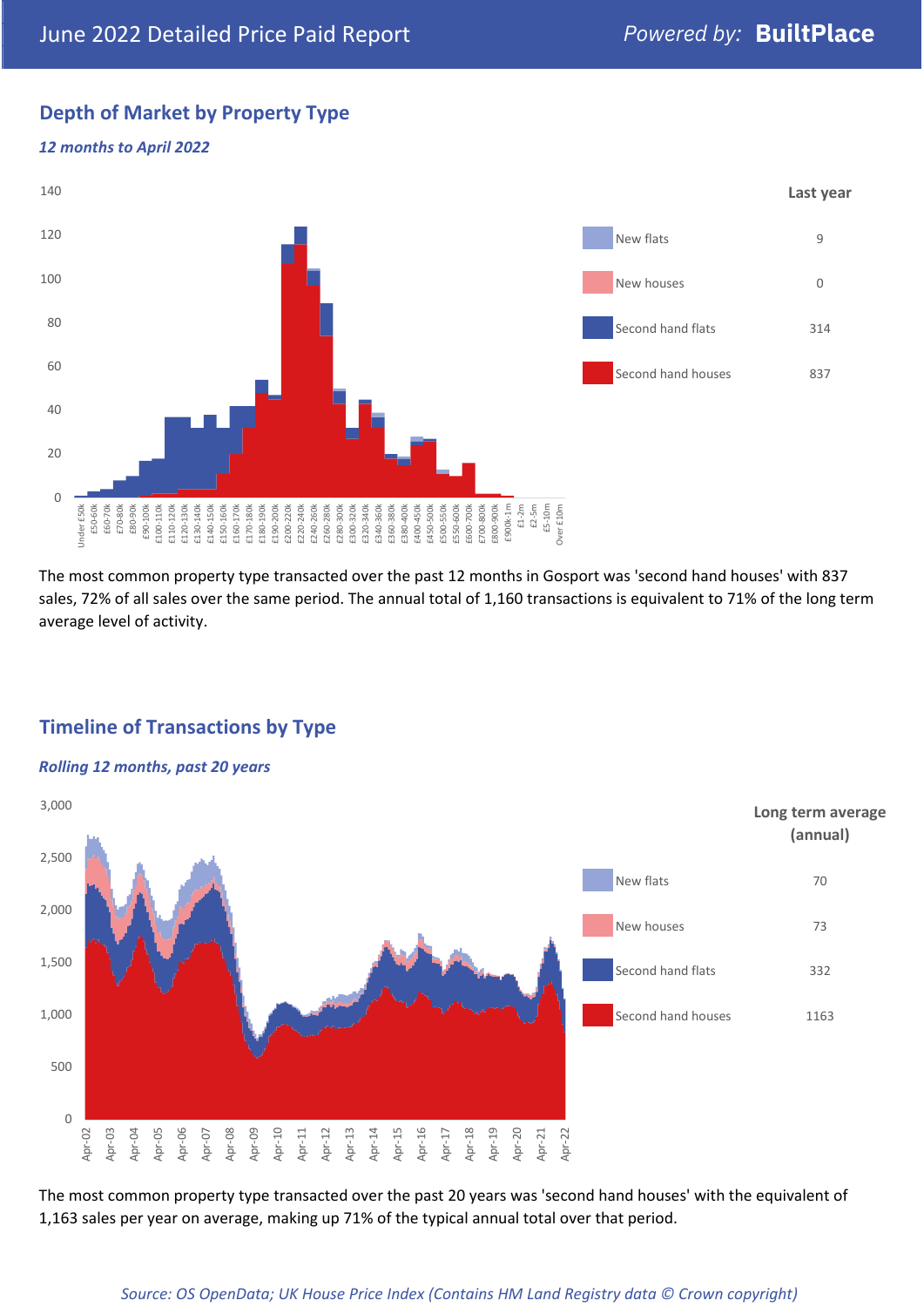June 2022 Detailed Price Paid Report

Powered by: **BuiltPlace**

## Depth of Market by Property Type

*12 months to April 2022*

140
120
100
80
60
40
20
0

Under £50k, £50-60k, £60-70k, £70-80k, £80-90k, £90-100k, £100-110k, £110-120k, £120-130k, £130-140k, £140-150k, £150-160k, £160-170k, £170-180k, £180-190k, £190-200k, £200-220k, £220-240k, £240-260k, £260-280k, £280-300k, £300-320k, £320-340k, £340-360k, £360-380k, £380-400k, £400-450k, £450-500k, £500-550k, £550-600k, £600-700k, £700-800k, £800-900k, £900k-1m, £1-2m, £2-5m, £5-10m, Over £10m

Last year

New flats 9

New houses 0

Second hand flats 314

Second hand houses 837

The most common property type transacted over the past 12 months in Gosport was 'second hand houses' with 837 sales, 72% of all sales over the same period. The annual total of 1,160 transactions is equivalent to 71% of the long term average level of activity.

## Timeline of Transactions by Type

*Rolling 12 months, past 20 years*

3,000
2,500
2,000
1,500
1,000
500
0

Apr-02, Apr-03, Apr-04, Apr-05, Apr-06, Apr-07, Apr-08, Apr-09, Apr-10, Apr-11, Apr-12, Apr-13, Apr-14, Apr-15, Apr-16, Apr-17, Apr-18, Apr-19, Apr-20, Apr-21, Apr-22

Long term average (annual)

New flats 70

New houses 73

Second hand flats 332

Second hand houses 1163

The most common property type transacted over the past 20 years was 'second hand houses' with the equivalent of 1,163 sales per year on average, making up 71% of the typical annual total over that period.

*Source: OS OpenData; UK House Price Index (Contains HM Land Registry data © Crown copyright)*